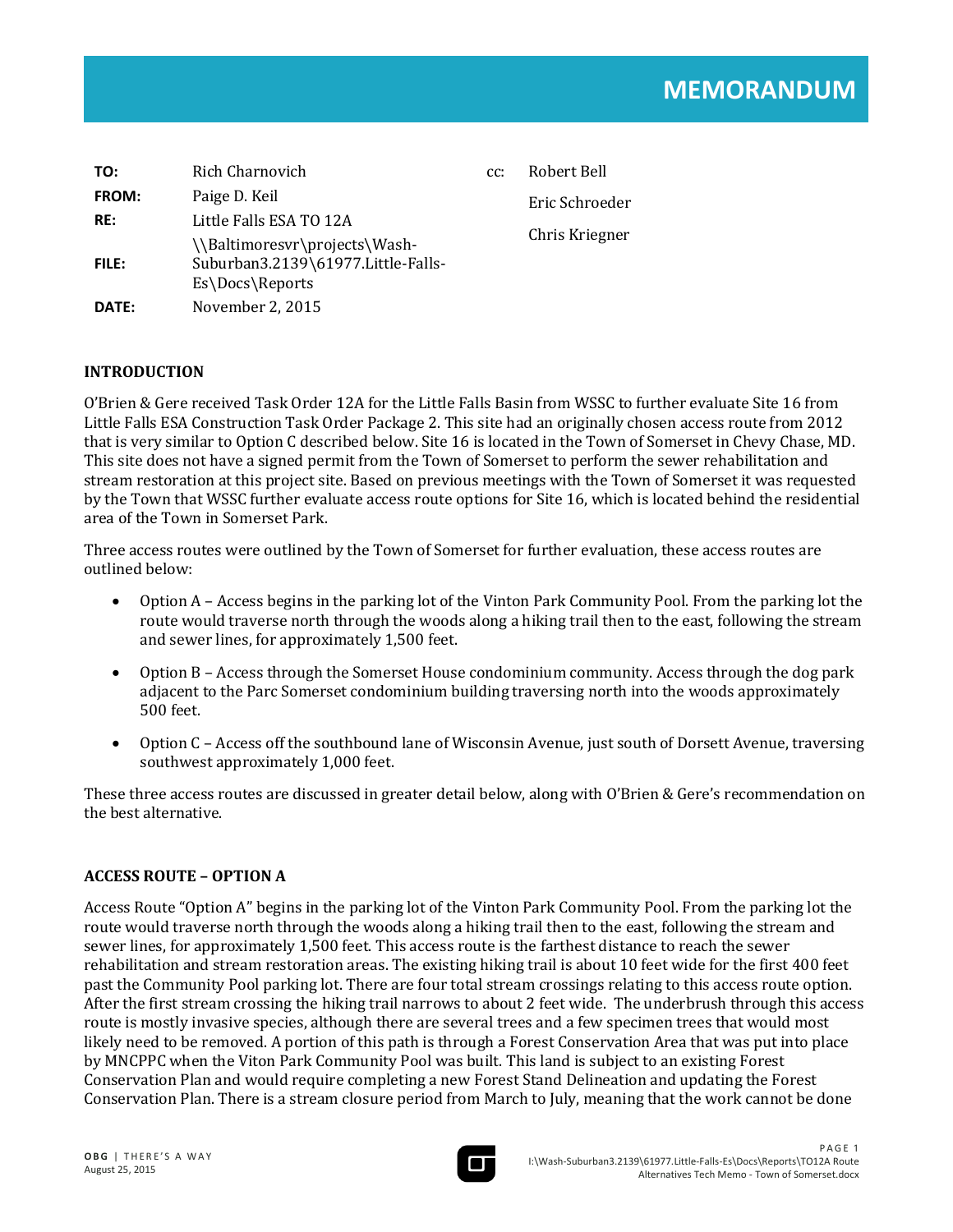# MEMORANDUM

| | | | |
|---|---|---|---|
| **TO:** | Rich Charnovich | cc: | Robert Bell |
| **FROM:** | Paige D. Keil | | Eric Schroeder |
| **RE:** | Little Falls ESA TO 12A | | Chris Kriegner |
| **FILE:** | \\Baltimoresvr\projects\Wash-Suburban3.2139\61977.Little-Falls-Es\Docs\Reports | | |
| **DATE:** | November 2, 2015 | | |

## INTRODUCTION

O'Brien & Gere received Task Order 12A for the Little Falls Basin from WSSC to further evaluate Site 16 from Little Falls ESA Construction Task Order Package 2. This site had an originally chosen access route from 2012 that is very similar to Option C described below. Site 16 is located in the Town of Somerset in Chevy Chase, MD. This site does not have a signed permit from the Town of Somerset to perform the sewer rehabilitation and stream restoration at this project site. Based on previous meetings with the Town of Somerset it was requested by the Town that WSSC further evaluate access route options for Site 16, which is located behind the residential area of the Town in Somerset Park.

Three access routes were outlined by the Town of Somerset for further evaluation, these access routes are outlined below:

- Option A – Access begins in the parking lot of the Vinton Park Community Pool. From the parking lot the route would traverse north through the woods along a hiking trail then to the east, following the stream and sewer lines, for approximately 1,500 feet.
- Option B – Access through the Somerset House condominium community. Access through the dog park adjacent to the Parc Somerset condominium building traversing north into the woods approximately 500 feet.
- Option C – Access off the southbound lane of Wisconsin Avenue, just south of Dorsett Avenue, traversing southwest approximately 1,000 feet.

These three access routes are discussed in greater detail below, along with O'Brien & Gere's recommendation on the best alternative.

## ACCESS ROUTE – OPTION A

Access Route "Option A" begins in the parking lot of the Vinton Park Community Pool. From the parking lot the route would traverse north through the woods along a hiking trail then to the east, following the stream and sewer lines, for approximately 1,500 feet. This access route is the farthest distance to reach the sewer rehabilitation and stream restoration areas. The existing hiking trail is about 10 feet wide for the first 400 feet past the Community Pool parking lot. There are four total stream crossings relating to this access route option. After the first stream crossing the hiking trail narrows to about 2 feet wide. The underbrush through this access route is mostly invasive species, although there are several trees and a few specimen trees that would most likely need to be removed. A portion of this path is through a Forest Conservation Area that was put into place by MNCPPC when the Viton Park Community Pool was built. This land is subject to an existing Forest Conservation Plan and would require completing a new Forest Stand Delineation and updating the Forest Conservation Plan. There is a stream closure period from March to July, meaning that the work cannot be done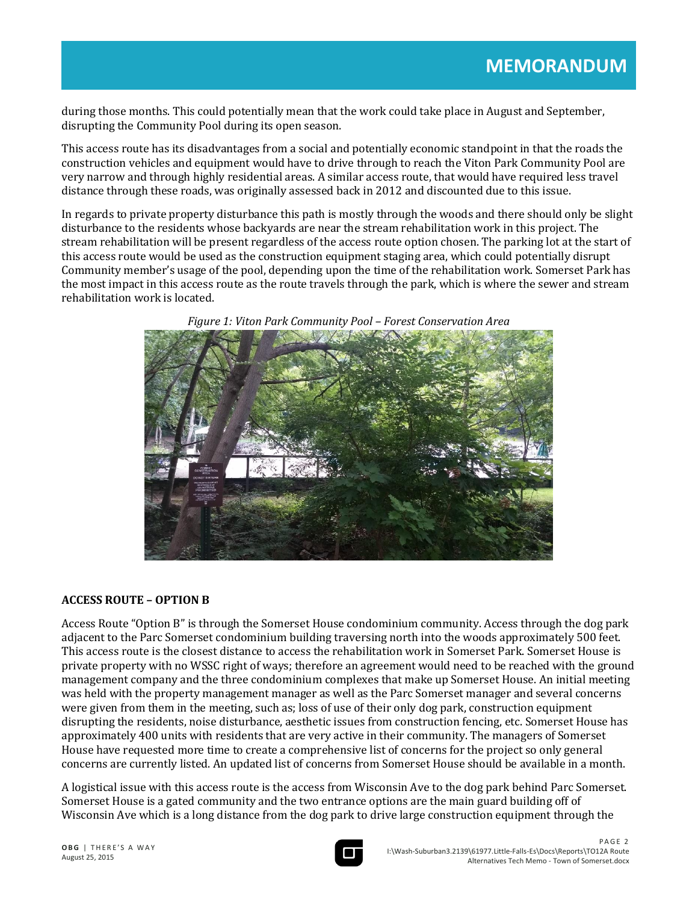during those months. This could potentially mean that the work could take place in August and September, disrupting the Community Pool during its open season.

This access route has its disadvantages from a social and potentially economic standpoint in that the roads the construction vehicles and equipment would have to drive through to reach the Viton Park Community Pool are very narrow and through highly residential areas. A similar access route, that would have required less travel distance through these roads, was originally assessed back in 2012 and discounted due to this issue.

In regards to private property disturbance this path is mostly through the woods and there should only be slight disturbance to the residents whose backyards are near the stream rehabilitation work in this project. The stream rehabilitation will be present regardless of the access route option chosen. The parking lot at the start of this access route would be used as the construction equipment staging area, which could potentially disrupt Community member's usage of the pool, depending upon the time of the rehabilitation work. Somerset Park has the most impact in this access route as the route travels through the park, which is where the sewer and stream rehabilitation work is located.

*Figure 1: Viton Park Community Pool – Forest Conservation Area*

**ACCESS ROUTE – OPTION B**

Access Route "Option B" is through the Somerset House condominium community. Access through the dog park adjacent to the Parc Somerset condominium building traversing north into the woods approximately 500 feet. This access route is the closest distance to access the rehabilitation work in Somerset Park. Somerset House is private property with no WSSC right of ways; therefore an agreement would need to be reached with the ground management company and the three condominium complexes that make up Somerset House. An initial meeting was held with the property management manager as well as the Parc Somerset manager and several concerns were given from them in the meeting, such as; loss of use of their only dog park, construction equipment disrupting the residents, noise disturbance, aesthetic issues from construction fencing, etc. Somerset House has approximately 400 units with residents that are very active in their community. The managers of Somerset House have requested more time to create a comprehensive list of concerns for the project so only general concerns are currently listed. An updated list of concerns from Somerset House should be available in a month.

A logistical issue with this access route is the access from Wisconsin Ave to the dog park behind Parc Somerset. Somerset House is a gated community and the two entrance options are the main guard building off of Wisconsin Ave which is a long distance from the dog park to drive large construction equipment through the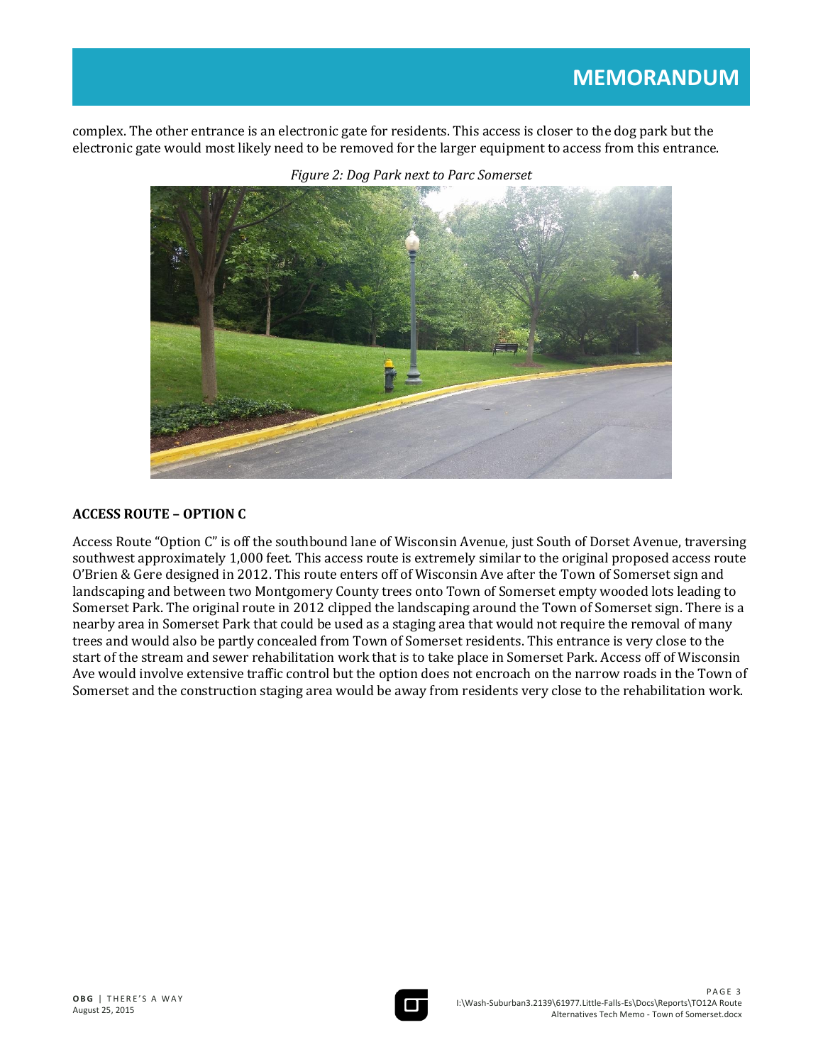complex. The other entrance is an electronic gate for residents. This access is closer to the dog park but the electronic gate would most likely need to be removed for the larger equipment to access from this entrance.

*Figure 2: Dog Park next to Parc Somerset*

**ACCESS ROUTE – OPTION C**

Access Route "Option C" is off the southbound lane of Wisconsin Avenue, just South of Dorset Avenue, traversing southwest approximately 1,000 feet. This access route is extremely similar to the original proposed access route O'Brien & Gere designed in 2012. This route enters off of Wisconsin Ave after the Town of Somerset sign and landscaping and between two Montgomery County trees onto Town of Somerset empty wooded lots leading to Somerset Park. The original route in 2012 clipped the landscaping around the Town of Somerset sign. There is a nearby area in Somerset Park that could be used as a staging area that would not require the removal of many trees and would also be partly concealed from Town of Somerset residents. This entrance is very close to the start of the stream and sewer rehabilitation work that is to take place in Somerset Park. Access off of Wisconsin Ave would involve extensive traffic control but the option does not encroach on the narrow roads in the Town of Somerset and the construction staging area would be away from residents very close to the rehabilitation work.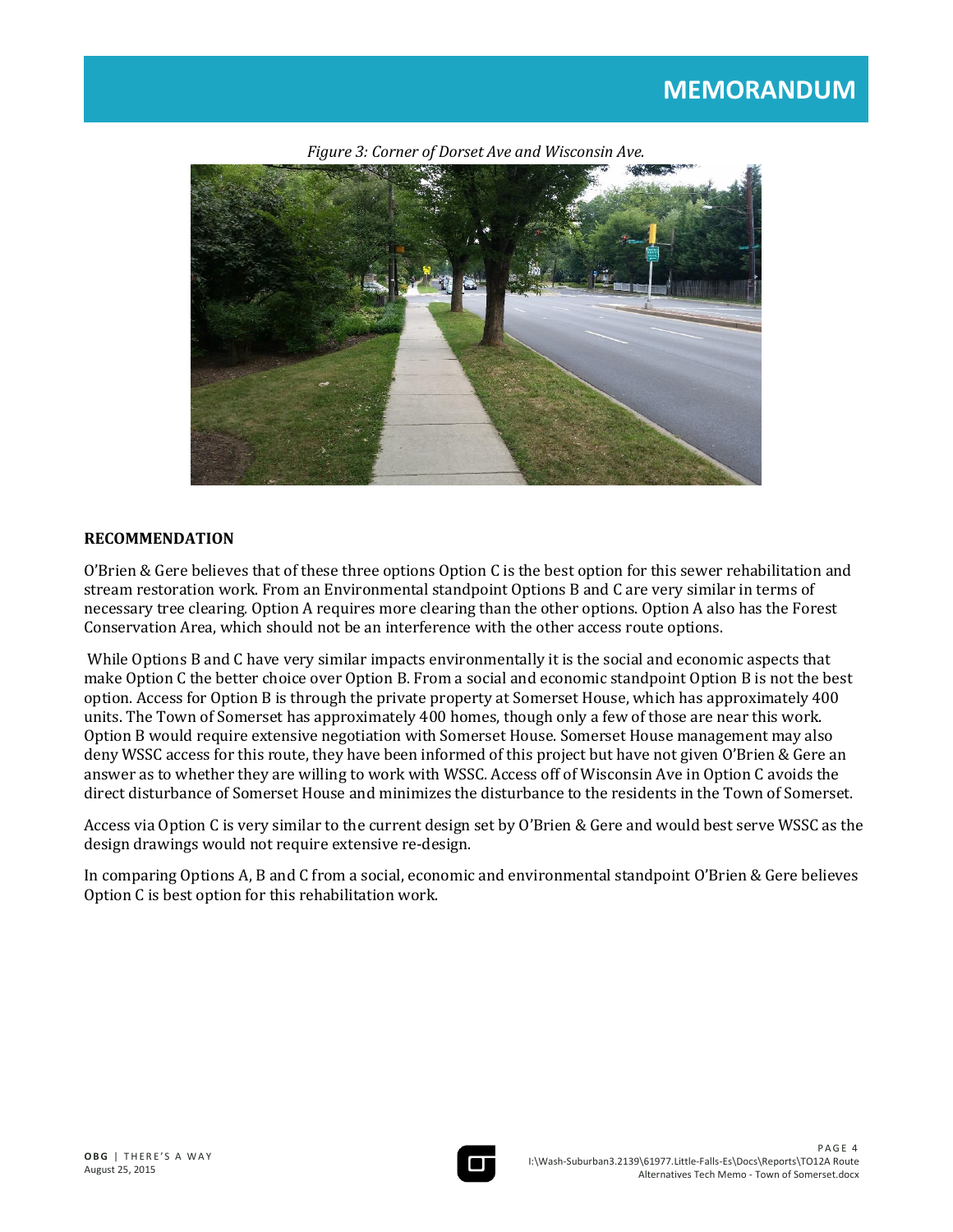*Figure 3: Corner of Dorset Ave and Wisconsin Ave.*

**RECOMMENDATION**

O'Brien & Gere believes that of these three options Option C is the best option for this sewer rehabilitation and stream restoration work. From an Environmental standpoint Options B and C are very similar in terms of necessary tree clearing. Option A requires more clearing than the other options. Option A also has the Forest Conservation Area, which should not be an interference with the other access route options.

While Options B and C have very similar impacts environmentally it is the social and economic aspects that make Option C the better choice over Option B. From a social and economic standpoint Option B is not the best option. Access for Option B is through the private property at Somerset House, which has approximately 400 units. The Town of Somerset has approximately 400 homes, though only a few of those are near this work. Option B would require extensive negotiation with Somerset House. Somerset House management may also deny WSSC access for this route, they have been informed of this project but have not given O'Brien & Gere an answer as to whether they are willing to work with WSSC. Access off of Wisconsin Ave in Option C avoids the direct disturbance of Somerset House and minimizes the disturbance to the residents in the Town of Somerset.

Access via Option C is very similar to the current design set by O'Brien & Gere and would best serve WSSC as the design drawings would not require extensive re-design.

In comparing Options A, B and C from a social, economic and environmental standpoint O'Brien & Gere believes Option C is best option for this rehabilitation work.